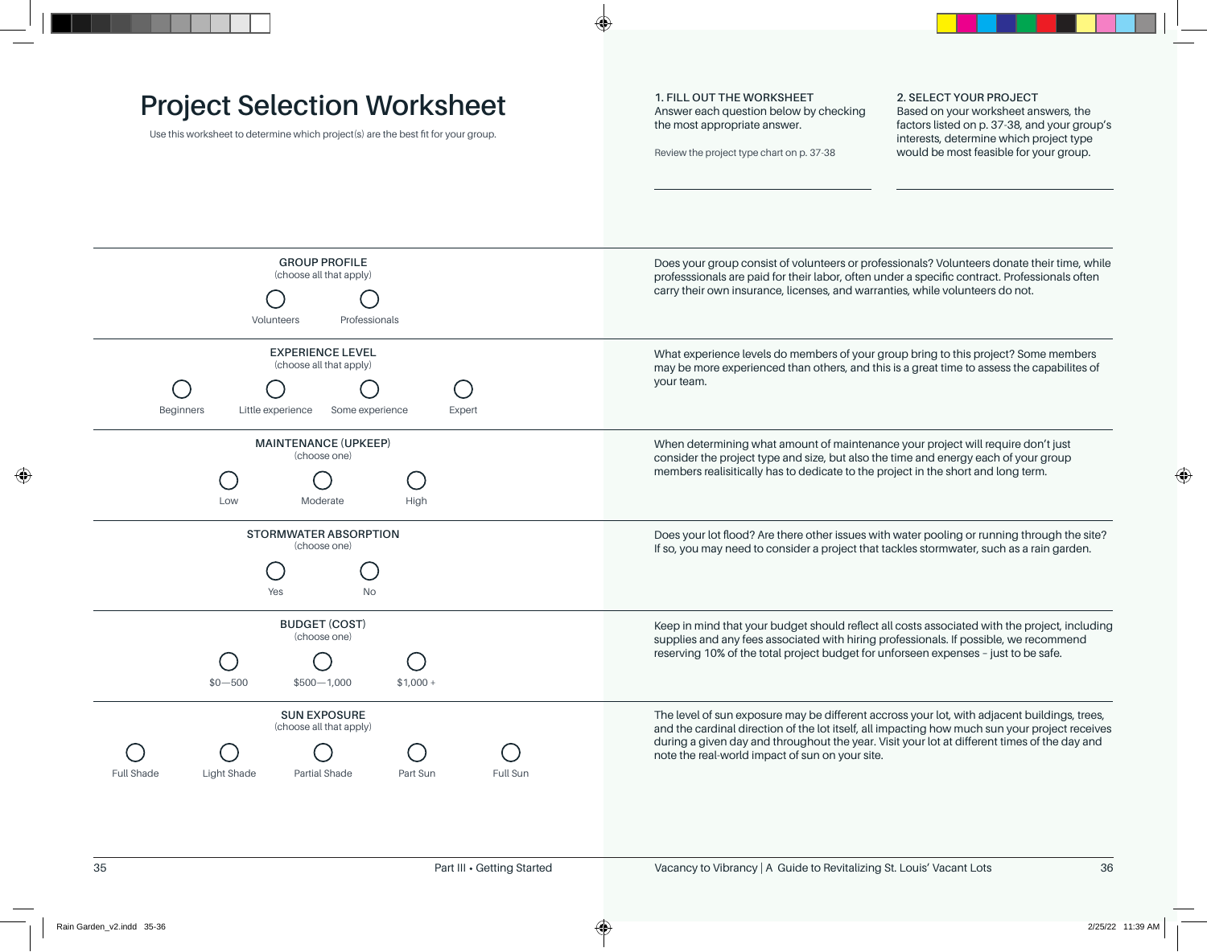# Project Selection Worksheet

Use this worksheet to determine which project(s) are the best fit for your group.

**1. FILL OUT THE WORKSHEET**
Answer each question below by checking the most appropriate answer.

Review the project type chart on p. 37-38

**2. SELECT YOUR PROJECT**
Based on your worksheet answers, the factors listed on p. 37-38, and your group's interests, determine which project type would be most feasible for your group.

---

### GROUP PROFILE
(choose all that apply)

- ◯ Volunteers
- ◯ Professionals

Does your group consist of volunteers or professionals? Volunteers donate their time, while professsionals are paid for their labor, often under a specific contract. Professionals often carry their own insurance, licenses, and warranties, while volunteers do not.

---

### EXPERIENCE LEVEL
(choose all that apply)

- ◯ Beginners
- ◯ Little experience
- ◯ Some experience
- ◯ Expert

What experience levels do members of your group bring to this project? Some members may be more experienced than others, and this is a great time to assess the capabilites of your team.

---

### MAINTENANCE (UPKEEP)
(choose one)

- ◯ Low
- ◯ Moderate
- ◯ High

When determining what amount of maintenance your project will require don't just consider the project type and size, but also the time and energy each of your group members realisitically has to dedicate to the project in the short and long term.

---

### STORMWATER ABSORPTION
(choose one)

- ◯ Yes
- ◯ No

Does your lot flood? Are there other issues with water pooling or running through the site? If so, you may need to consider a project that tackles stormwater, such as a rain garden.

---

### BUDGET (COST)
(choose one)

- ◯ $0—500
- ◯ $500—1,000
- ◯ $1,000 +

Keep in mind that your budget should reflect all costs associated with the project, including supplies and any fees associated with hiring professionals. If possible, we recommend reserving 10% of the total project budget for unforseen expenses – just to be safe.

---

### SUN EXPOSURE
(choose all that apply)

- ◯ Full Shade
- ◯ Light Shade
- ◯ Partial Shade
- ◯ Part Sun
- ◯ Full Sun

The level of sun exposure may be different accross your lot, with adjacent buildings, trees, and the cardinal direction of the lot itself, all impacting how much sun your project receives during a given day and throughout the year. Visit your lot at different times of the day and note the real-world impact of sun on your site.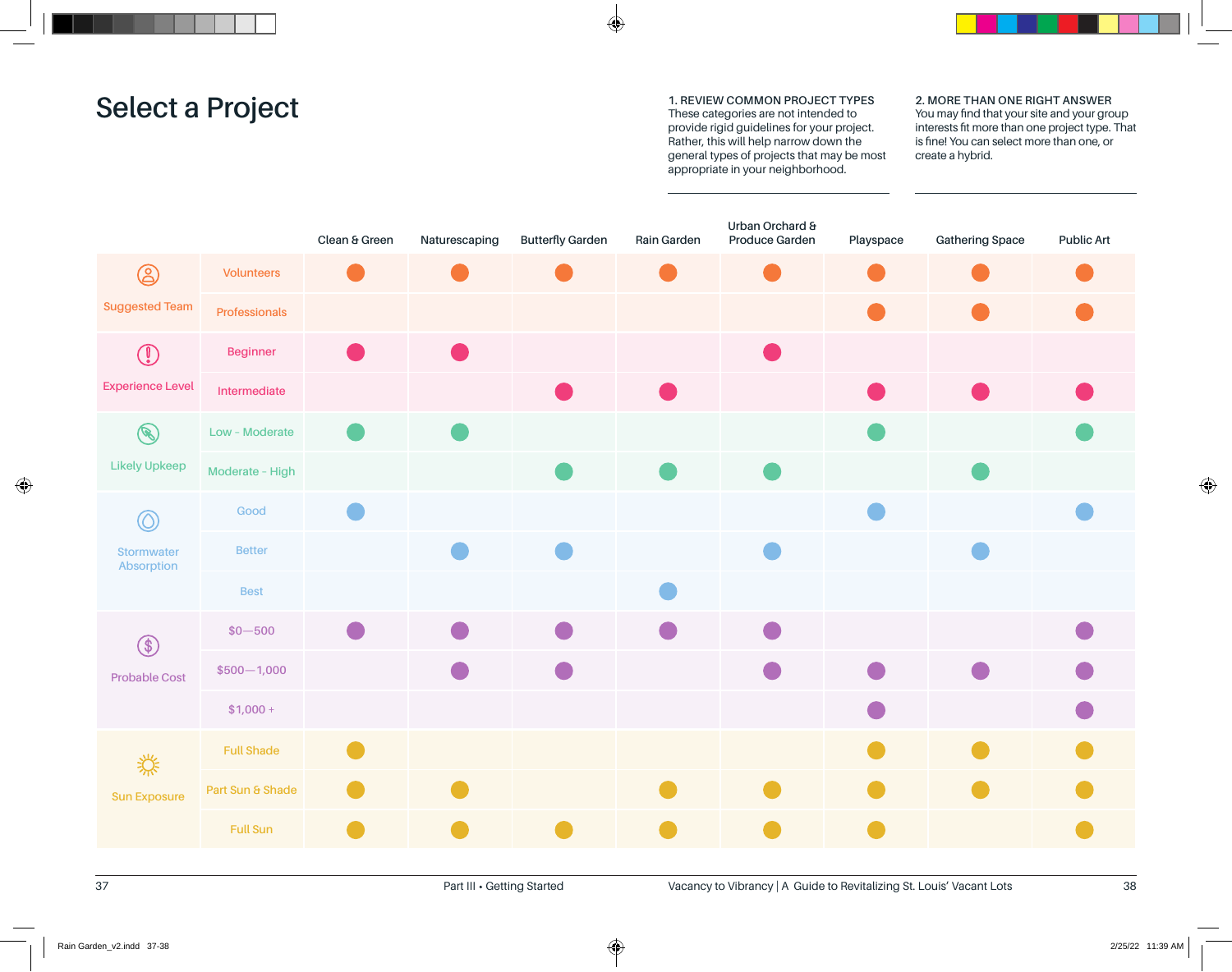# Select a Project

**1. REVIEW COMMON PROJECT TYPES**
These categories are not intended to provide rigid guidelines for your project. Rather, this will help narrow down the general types of projects that may be most appropriate in your neighborhood.

**2. MORE THAN ONE RIGHT ANSWER**
You may find that your site and your group interests fit more than one project type. That is fine! You can select more than one, or create a hybrid.

| | | Clean & Green | Naturescaping | Butterfly Garden | Rain Garden | Urban Orchard & Produce Garden | Playspace | Gathering Space | Public Art |
|---|---|---|---|---|---|---|---|---|---|
| Suggested Team | Volunteers | ● | ● | ● | ● | ● | ● | ● | ● |
| | Professionals | | | | | | ● | ● | ● |
| Experience Level | Beginner | ● | ● | | | ● | | | |
| | Intermediate | | | ● | ● | | ● | ● | ● |
| Likely Upkeep | Low - Moderate | ● | ● | | | | ● | | ● |
| | Moderate - High | | | ● | ● | ● | | ● | |
| Stormwater Absorption | Good | ● | | | | | ● | | ● |
| | Better | | ● | ● | | ● | | ● | |
| | Best | | | | ● | | | | |
| Probable Cost | $0—500 | ● | ● | ● | ● | ● | | | ● |
| | $500—1,000 | | ● | ● | | ● | ● | ● | ● |
| | $1,000 + | | | | | | ● | | ● |
| Sun Exposure | Full Shade | ● | | | | | ● | ● | ● |
| | Part Sun & Shade | ● | ● | | ● | ● | ● | ● | ● |
| | Full Sun | ● | ● | ● | ● | ● | ● | | ● |